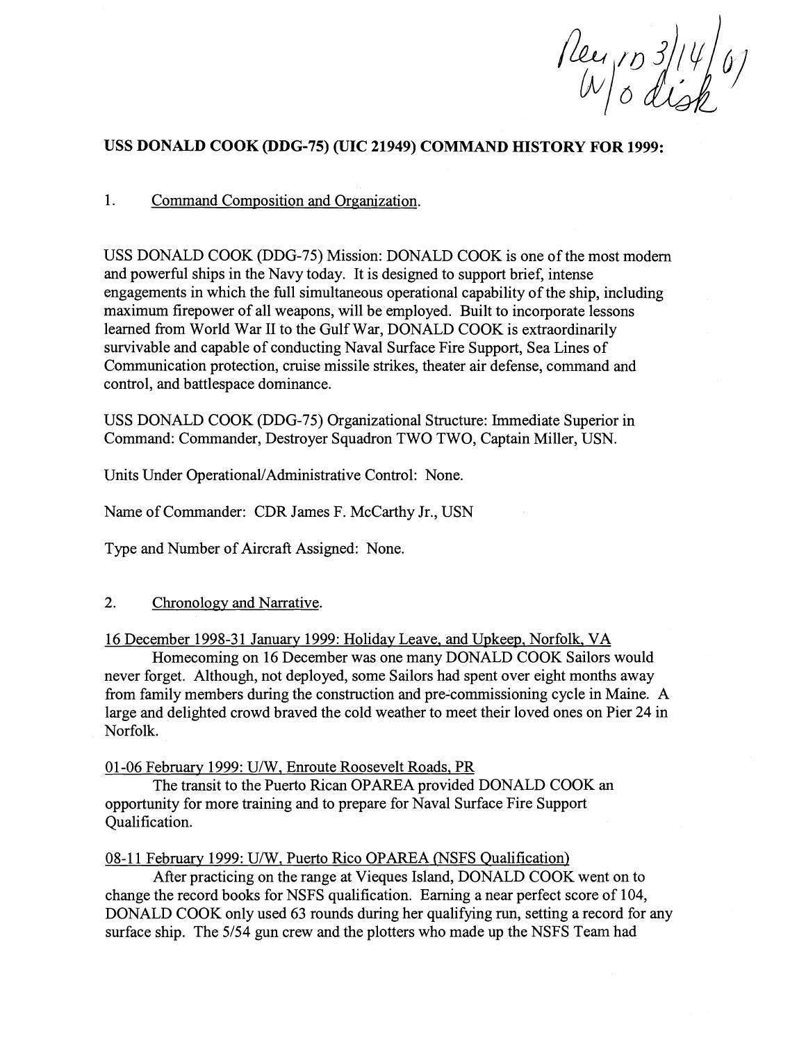Rec'd 3/14/01
W/o disk

# USS DONALD COOK (DDG-75) (UIC 21949) COMMAND HISTORY FOR 1999:

1. Command Composition and Organization.

USS DONALD COOK (DDG-75) Mission: DONALD COOK is one of the most modern and powerful ships in the Navy today. It is designed to support brief, intense engagements in which the full simultaneous operational capability of the ship, including maximum firepower of all weapons, will be employed. Built to incorporate lessons learned from World War II to the Gulf War, DONALD COOK is extraordinarily survivable and capable of conducting Naval Surface Fire Support, Sea Lines of Communication protection, cruise missile strikes, theater air defense, command and control, and battlespace dominance.

USS DONALD COOK (DDG-75) Organizational Structure: Immediate Superior in Command: Commander, Destroyer Squadron TWO TWO, Captain Miller, USN.

Units Under Operational/Administrative Control: None.

Name of Commander: CDR James F. McCarthy Jr., USN

Type and Number of Aircraft Assigned: None.

2. Chronology and Narrative.

16 December 1998-31 January 1999: Holiday Leave, and Upkeep, Norfolk, VA

Homecoming on 16 December was one many DONALD COOK Sailors would never forget. Although, not deployed, some Sailors had spent over eight months away from family members during the construction and pre-commissioning cycle in Maine. A large and delighted crowd braved the cold weather to meet their loved ones on Pier 24 in Norfolk.

01-06 February 1999: U/W, Enroute Roosevelt Roads, PR

The transit to the Puerto Rican OPAREA provided DONALD COOK an opportunity for more training and to prepare for Naval Surface Fire Support Qualification.

08-11 February 1999: U/W, Puerto Rico OPAREA (NSFS Qualification)

After practicing on the range at Vieques Island, DONALD COOK went on to change the record books for NSFS qualification. Earning a near perfect score of 104, DONALD COOK only used 63 rounds during her qualifying run, setting a record for any surface ship. The 5/54 gun crew and the plotters who made up the NSFS Team had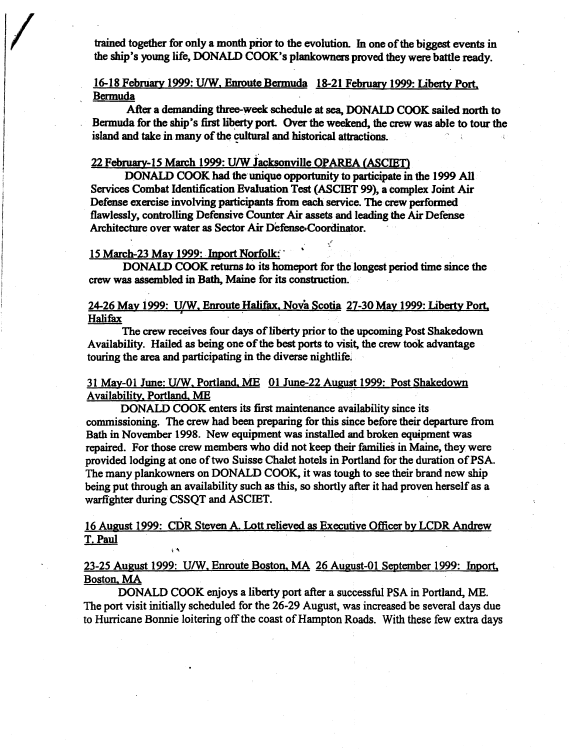trained together for only a month prior to the evolution. In one of the biggest events in the ship's young life, DONALD COOK's plankowners proved they were battle ready.

16-18 February 1999: U/W, Enroute Bermuda 18-21 February 1999: Liberty Port, Bermuda

After a demanding three-week schedule at sea, DONALD COOK sailed north to Bermuda for the ship's first liberty port. Over the weekend, the crew was able to tour the island and take in many of the cultural and historical attractions.

22 February-15 March 1999: U/W Jacksonville OPAREA (ASCIET)

DONALD COOK had the unique opportunity to participate in the 1999 All Services Combat Identification Evaluation Test (ASCIET 99), a complex Joint Air Defense exercise involving participants from each service. The crew performed flawlessly, controlling Defensive Counter Air assets and leading the Air Defense Architecture over water as Sector Air Defense Coordinator.

15 March-23 May 1999: Inport Norfolk:

DONALD COOK returns to its homeport for the longest period time since the crew was assembled in Bath, Maine for its construction.

24-26 May 1999: U/W, Enroute Halifax, Nova Scotia 27-30 May 1999: Liberty Port, Halifax

The crew receives four days of liberty prior to the upcoming Post Shakedown Availability. Hailed as being one of the best ports to visit, the crew took advantage touring the area and participating in the diverse nightlife.

31 May-01 June: U/W, Portland, ME 01 June-22 August 1999: Post Shakedown Availability, Portland, ME

DONALD COOK enters its first maintenance availability since its commissioning. The crew had been preparing for this since before their departure from Bath in November 1998. New equipment was installed and broken equipment was repaired. For those crew members who did not keep their families in Maine, they were provided lodging at one of two Suisse Chalet hotels in Portland for the duration of PSA. The many plankowners on DONALD COOK, it was tough to see their brand new ship being put through an availability such as this, so shortly after it had proven herself as a warfighter during CSSQT and ASCIET.

16 August 1999: CDR Steven A. Lott relieved as Executive Officer by LCDR Andrew T. Paul

23-25 August 1999: U/W, Enroute Boston, MA 26 August-01 September 1999: Inport, Boston, MA

DONALD COOK enjoys a liberty port after a successful PSA in Portland, ME. The port visit initially scheduled for the 26-29 August, was increased be several days due to Hurricane Bonnie loitering off the coast of Hampton Roads. With these few extra days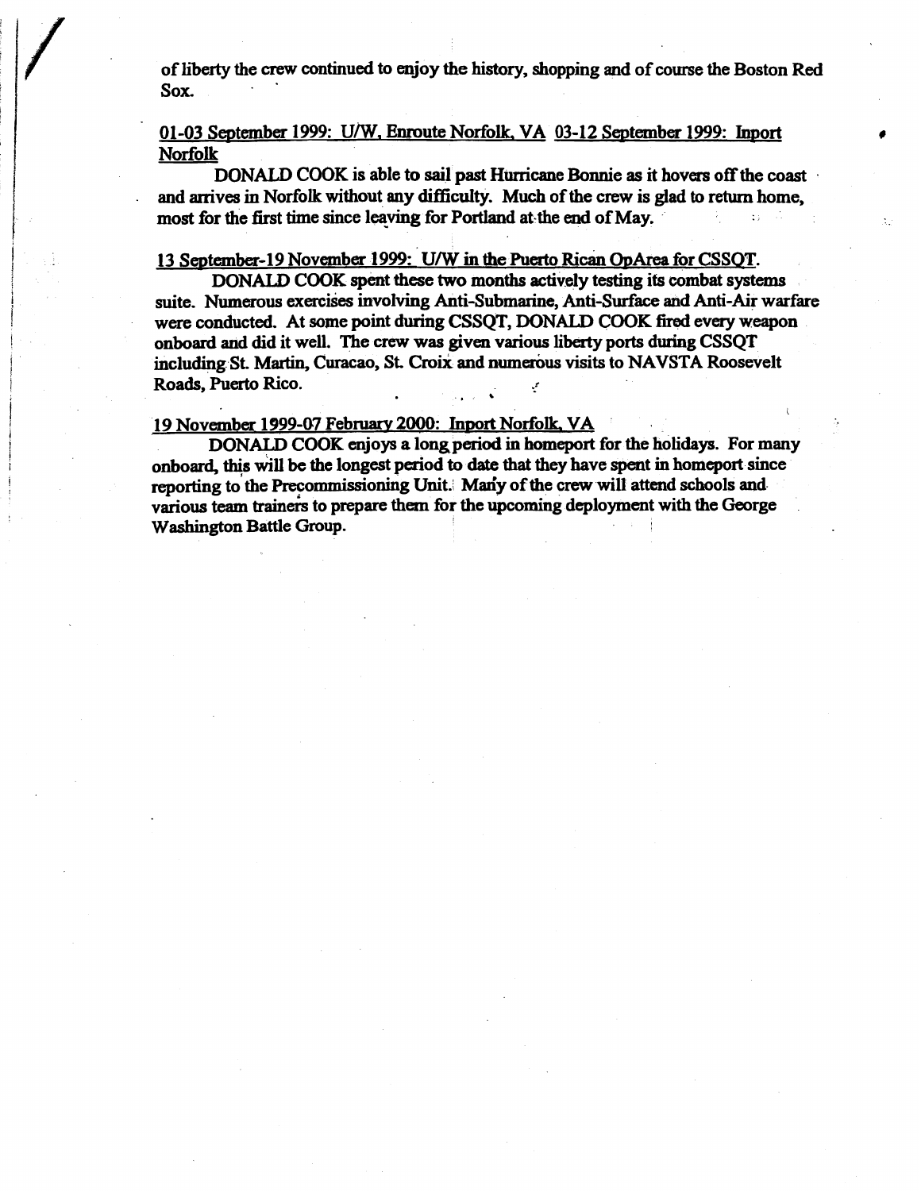of liberty the crew continued to enjoy the history, shopping and of course the Boston Red Sox.

01-03 September 1999: U/W, Enroute Norfolk, VA 03-12 September 1999: Inport Norfolk

DONALD COOK is able to sail past Hurricane Bonnie as it hovers off the coast and arrives in Norfolk without any difficulty. Much of the crew is glad to return home, most for the first time since leaving for Portland at the end of May.

13 September-19 November 1999: U/W in the Puerto Rican OpArea for CSSQT.

DONALD COOK spent these two months actively testing its combat systems suite. Numerous exercises involving Anti-Submarine, Anti-Surface and Anti-Air warfare were conducted. At some point during CSSQT, DONALD COOK fired every weapon onboard and did it well. The crew was given various liberty ports during CSSQT including St. Martin, Curacao, St. Croix and numerous visits to NAVSTA Roosevelt Roads, Puerto Rico.

19 November 1999-07 February 2000: Inport Norfolk, VA

DONALD COOK enjoys a long period in homeport for the holidays. For many onboard, this will be the longest period to date that they have spent in homeport since reporting to the Precommissioning Unit. Many of the crew will attend schools and various team trainers to prepare them for the upcoming deployment with the George Washington Battle Group.